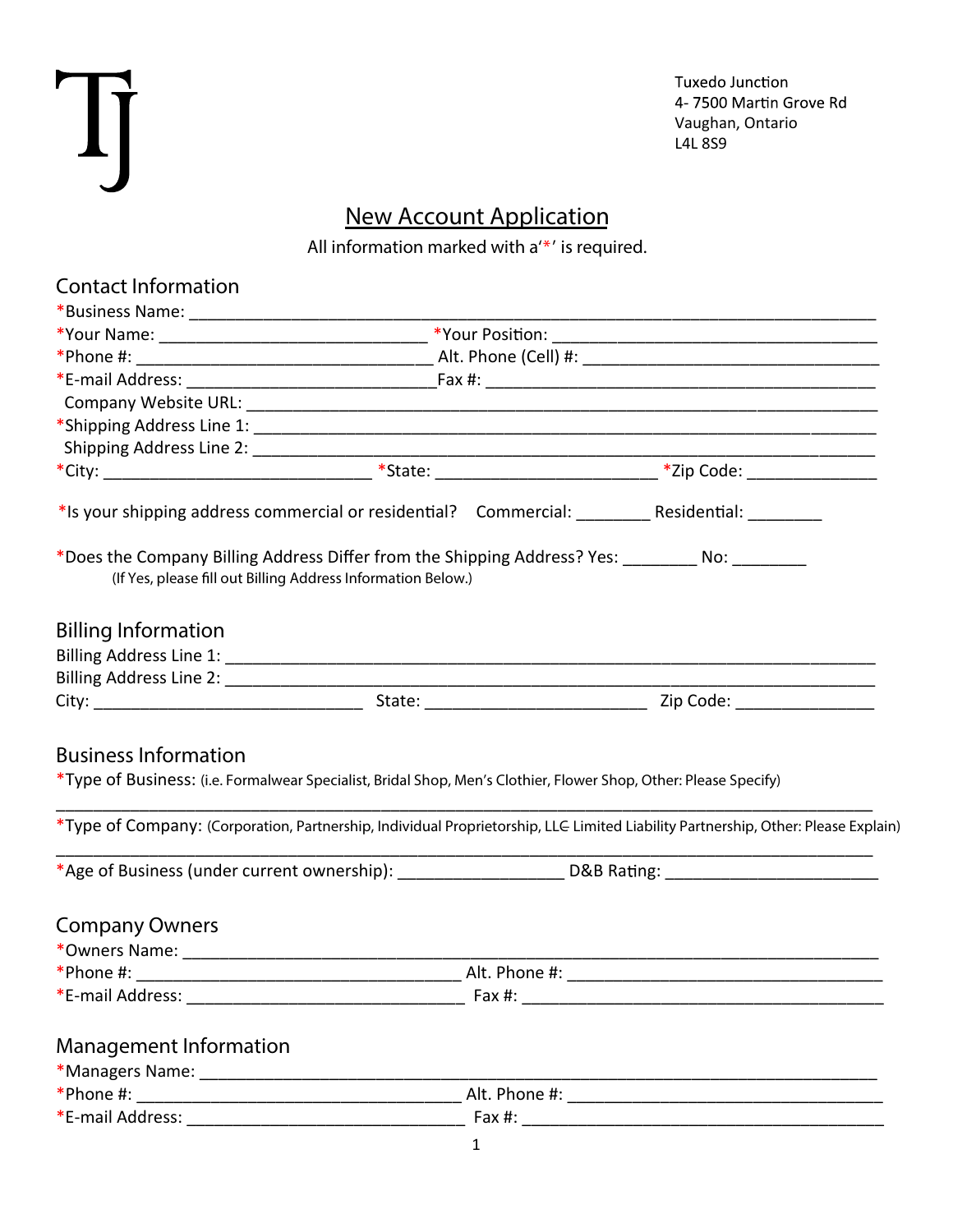TJ

Tuxedo Junction
4- 7500 Martin Grove Rd
Vaughan, Ontario
L4L 8S9

# New Account Application

All information marked with a'*' is required.

## Contact Information

*Business Name: ____________________________________________

*Your Name: ____________________ *Your Position: ____________________

*Phone #: ____________________ Alt. Phone (Cell) #: ____________________

*E-mail Address: ____________________ Fax #: ____________________

Company Website URL: ____________________________________________

*Shipping Address Line 1: ____________________________________________

Shipping Address Line 2: ____________________________________________

*City: ____________________ *State: ____________________ *Zip Code: ______________

*Is your shipping address commercial or residential? Commercial: ________ Residential: ________

*Does the Company Billing Address Differ from the Shipping Address? Yes: ________ No: ________
(If Yes, please fill out Billing Address Information Below.)

## Billing Information

Billing Address Line 1: ____________________________________________

Billing Address Line 2: ____________________________________________

City: ____________________ State: ____________________ Zip Code: ______________

## Business Information

*Type of Business: (i.e. Formalwear Specialist, Bridal Shop, Men's Clothier, Flower Shop, Other: Please Specify)

____________________________________________

*Type of Company: (Corporation, Partnership, Individual Proprietorship, LLC Limited Liability Partnership, Other: Please Explain)

____________________________________________

*Age of Business (under current ownership): ________________ D&B Rating: ____________________

## Company Owners

*Owners Name: ____________________________________________

*Phone #: ____________________ Alt. Phone #: ____________________

*E-mail Address: ____________________ Fax #: ____________________

## Management Information

*Managers Name: ____________________________________________

*Phone #: ____________________ Alt. Phone #: ____________________

*E-mail Address: ____________________ Fax #: ____________________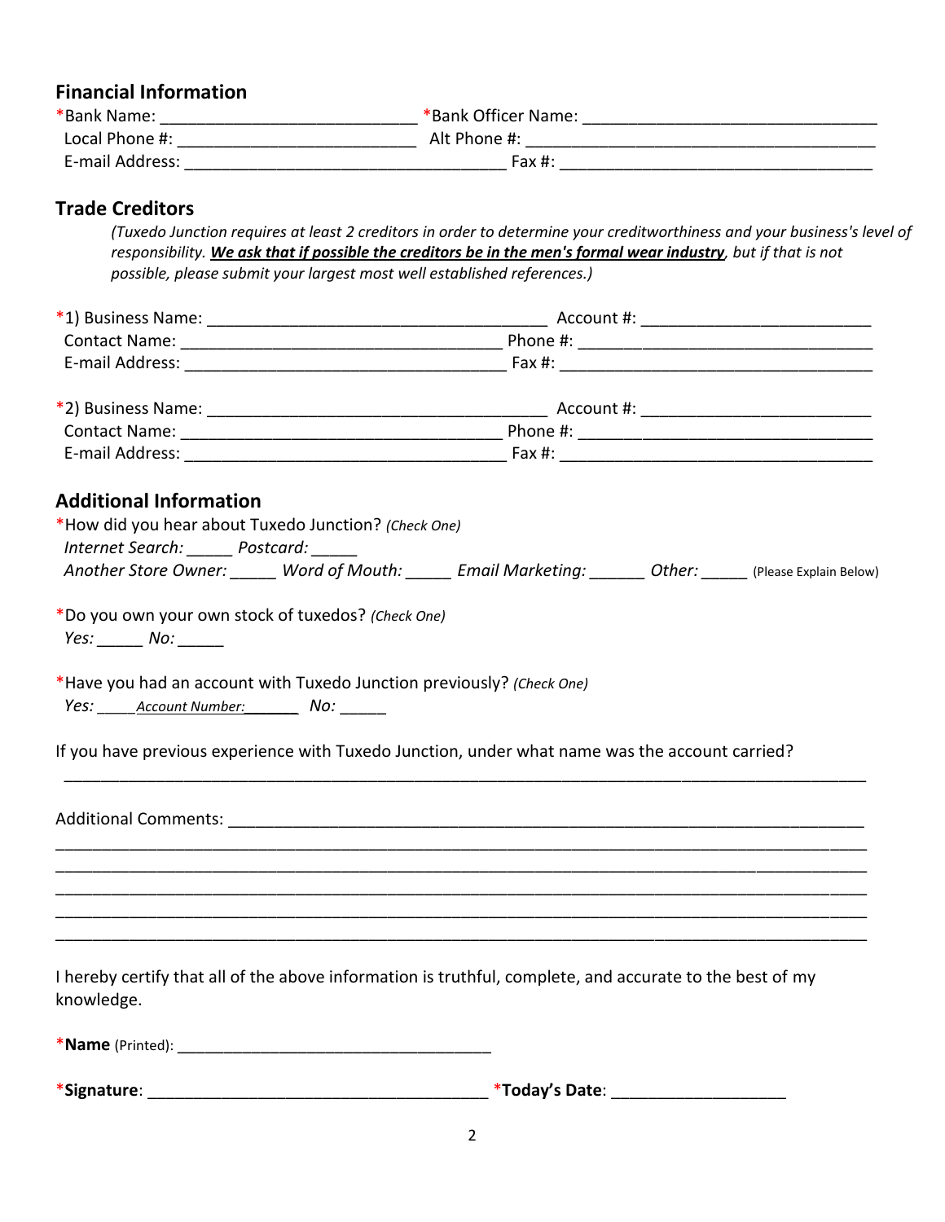## Financial Information

*Bank Name: ___________________________ *Bank Officer Name: _______________________________
Local Phone #: _________________________ Alt Phone #: __________________________________
E-mail Address: __________________________________ Fax #: ________________________________

## Trade Creditors

*(Tuxedo Junction requires at least 2 creditors in order to determine your creditworthiness and your business's level of responsibility. **We ask that if possible the creditors be in the men's formal wear industry**, but if that is not possible, please submit your largest most well established references.)*

*1) Business Name: ____________________________________ Account #: ________________________
Contact Name: __________________________________ Phone #: ______________________________
E-mail Address: __________________________________ Fax #: ________________________________

*2) Business Name: ____________________________________ Account #: ________________________
Contact Name: __________________________________ Phone #: ______________________________
E-mail Address: __________________________________ Fax #: ________________________________

## Additional Information

*How did you hear about Tuxedo Junction? *(Check One)*
*Internet Search:* _____ *Postcard:* _____
*Another Store Owner:* _____ *Word of Mouth:* _____ *Email Marketing:* ______ *Other:* _____ (Please Explain Below)

*Do you own your own stock of tuxedos? *(Check One)*
*Yes:* _____ *No:* _____

*Have you had an account with Tuxedo Junction previously? *(Check One)*
*Yes:* _____ *Account Number:* ______ *No:* _____

If you have previous experience with Tuxedo Junction, under what name was the account carried?
_____________________________________________________________________________________

Additional Comments: _________________________________________________________________
_____________________________________________________________________________________
_____________________________________________________________________________________
_____________________________________________________________________________________
_____________________________________________________________________________________
_____________________________________________________________________________________

I hereby certify that all of the above information is truthful, complete, and accurate to the best of my knowledge.

***Name** (Printed): ___________________________________

***Signature**: ______________________________________ ***Today's Date**: ___________________